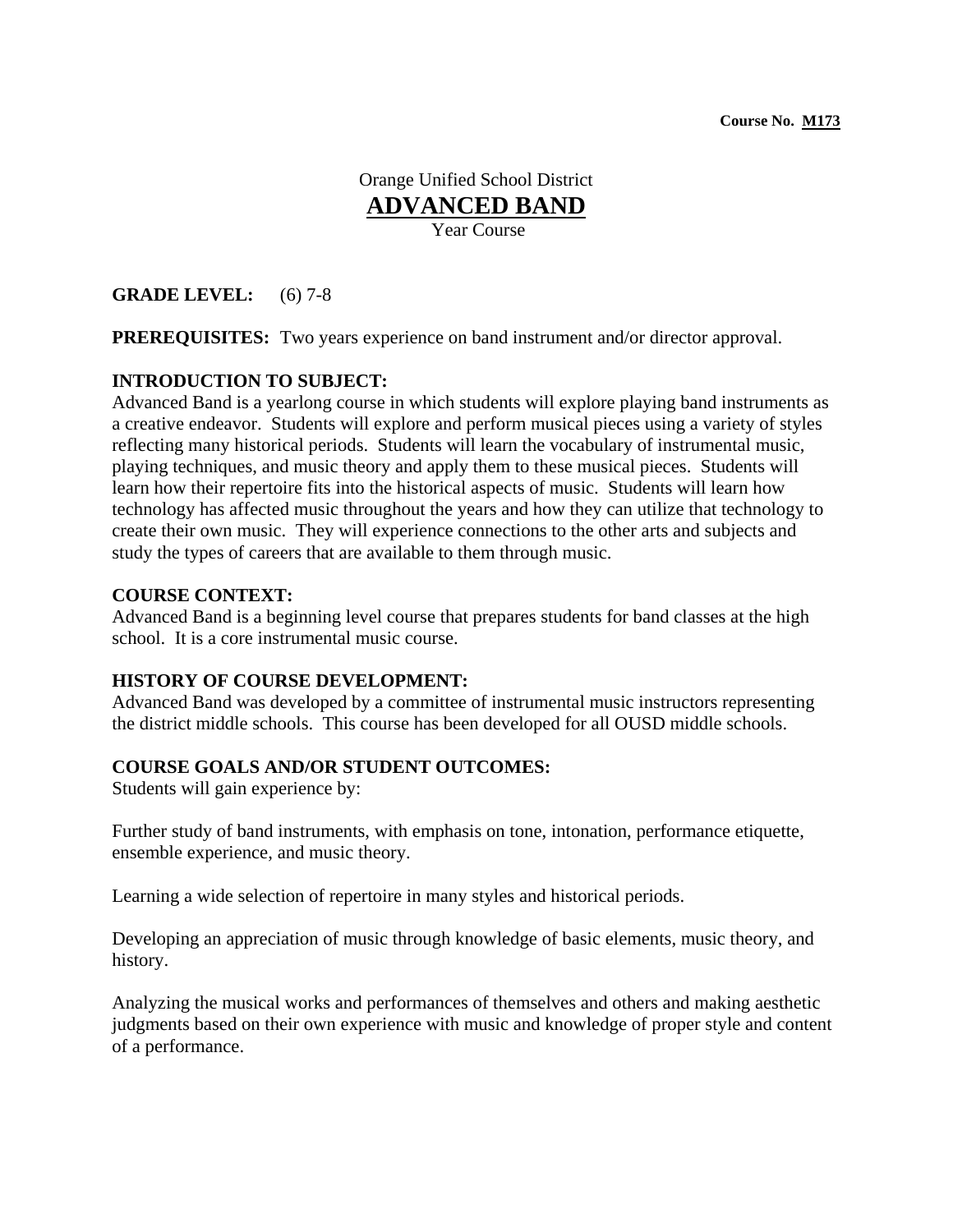**Course No. M173**

# Orange Unified School District
# ADVANCED BAND
Year Course

**GRADE LEVEL:** (6) 7-8

**PREREQUISITES:** Two years experience on band instrument and/or director approval.

**INTRODUCTION TO SUBJECT:**
Advanced Band is a yearlong course in which students will explore playing band instruments as a creative endeavor. Students will explore and perform musical pieces using a variety of styles reflecting many historical periods. Students will learn the vocabulary of instrumental music, playing techniques, and music theory and apply them to these musical pieces. Students will learn how their repertoire fits into the historical aspects of music. Students will learn how technology has affected music throughout the years and how they can utilize that technology to create their own music. They will experience connections to the other arts and subjects and study the types of careers that are available to them through music.

**COURSE CONTEXT:**
Advanced Band is a beginning level course that prepares students for band classes at the high school. It is a core instrumental music course.

**HISTORY OF COURSE DEVELOPMENT:**
Advanced Band was developed by a committee of instrumental music instructors representing the district middle schools. This course has been developed for all OUSD middle schools.

**COURSE GOALS AND/OR STUDENT OUTCOMES:**
Students will gain experience by:

Further study of band instruments, with emphasis on tone, intonation, performance etiquette, ensemble experience, and music theory.

Learning a wide selection of repertoire in many styles and historical periods.

Developing an appreciation of music through knowledge of basic elements, music theory, and history.

Analyzing the musical works and performances of themselves and others and making aesthetic judgments based on their own experience with music and knowledge of proper style and content of a performance.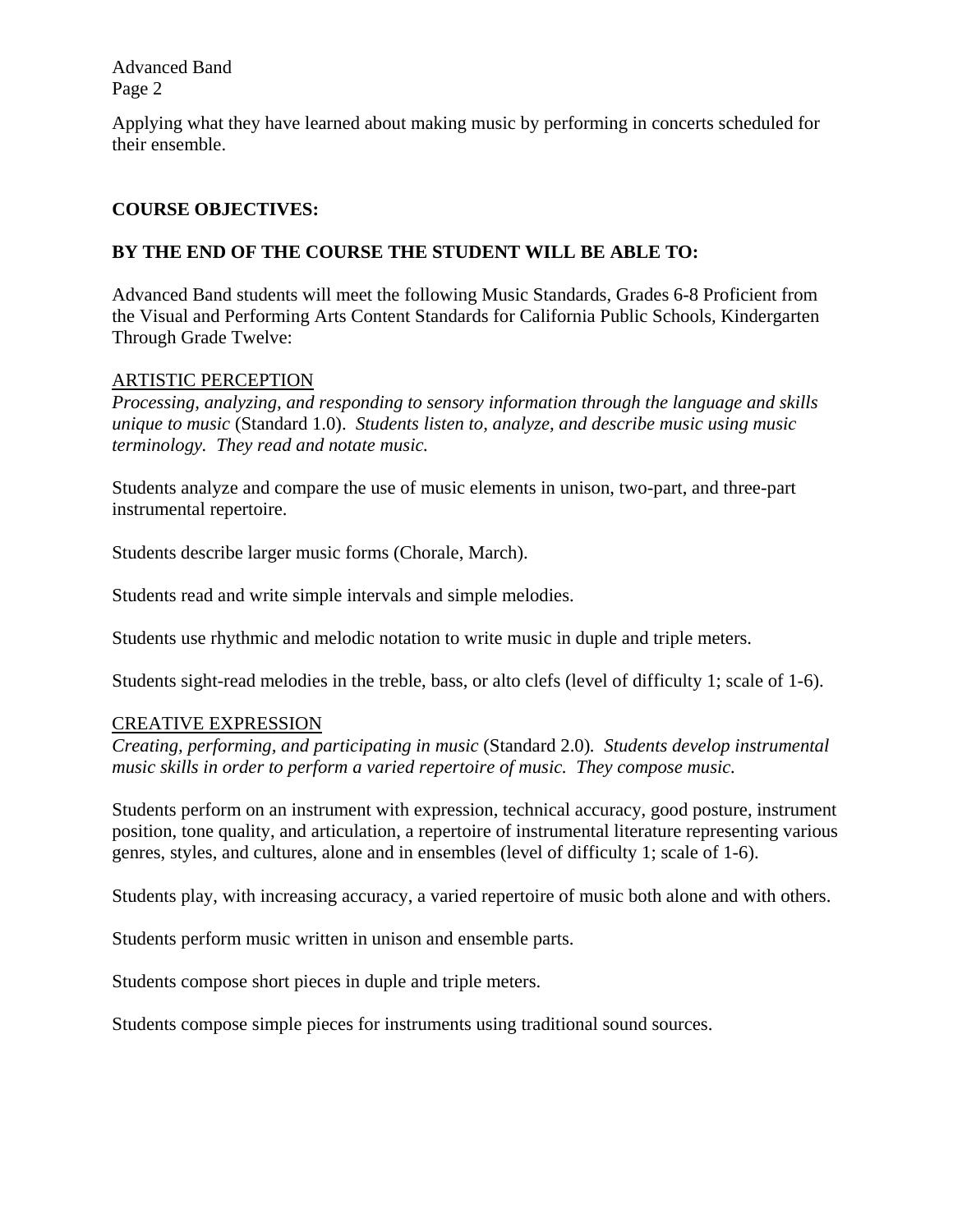Applying what they have learned about making music by performing in concerts scheduled for their ensemble.

**COURSE OBJECTIVES:**

**BY THE END OF THE COURSE THE STUDENT WILL BE ABLE TO:**

Advanced Band students will meet the following Music Standards, Grades 6-8 Proficient from the Visual and Performing Arts Content Standards for California Public Schools, Kindergarten Through Grade Twelve:

<u>ARTISTIC PERCEPTION</u>

*Processing, analyzing, and responding to sensory information through the language and skills unique to music* (Standard 1.0). *Students listen to, analyze, and describe music using music terminology. They read and notate music.*

Students analyze and compare the use of music elements in unison, two-part, and three-part instrumental repertoire.

Students describe larger music forms (Chorale, March).

Students read and write simple intervals and simple melodies.

Students use rhythmic and melodic notation to write music in duple and triple meters.

Students sight-read melodies in the treble, bass, or alto clefs (level of difficulty 1; scale of 1-6).

<u>CREATIVE EXPRESSION</u>

*Creating, performing, and participating in music* (Standard 2.0)*. Students develop instrumental music skills in order to perform a varied repertoire of music. They compose music.*

Students perform on an instrument with expression, technical accuracy, good posture, instrument position, tone quality, and articulation, a repertoire of instrumental literature representing various genres, styles, and cultures, alone and in ensembles (level of difficulty 1; scale of 1-6).

Students play, with increasing accuracy, a varied repertoire of music both alone and with others.

Students perform music written in unison and ensemble parts.

Students compose short pieces in duple and triple meters.

Students compose simple pieces for instruments using traditional sound sources.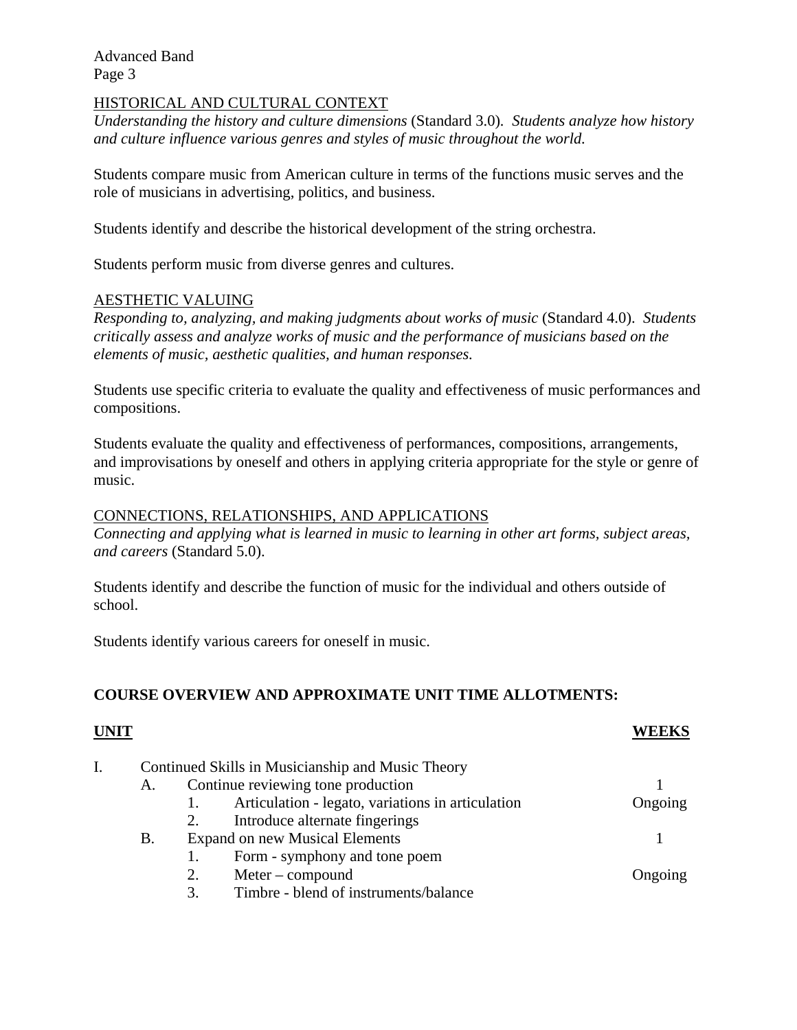HISTORICAL AND CULTURAL CONTEXT

*Understanding the history and culture dimensions* (Standard 3.0). *Students analyze how history and culture influence various genres and styles of music throughout the world.*

Students compare music from American culture in terms of the functions music serves and the role of musicians in advertising, politics, and business.

Students identify and describe the historical development of the string orchestra.

Students perform music from diverse genres and cultures.

AESTHETIC VALUING

*Responding to, analyzing, and making judgments about works of music* (Standard 4.0). *Students critically assess and analyze works of music and the performance of musicians based on the elements of music, aesthetic qualities, and human responses.*

Students use specific criteria to evaluate the quality and effectiveness of music performances and compositions.

Students evaluate the quality and effectiveness of performances, compositions, arrangements, and improvisations by oneself and others in applying criteria appropriate for the style or genre of music.

CONNECTIONS, RELATIONSHIPS, AND APPLICATIONS

*Connecting and applying what is learned in music to learning in other art forms, subject areas, and careers* (Standard 5.0).

Students identify and describe the function of music for the individual and others outside of school.

Students identify various careers for oneself in music.

**COURSE OVERVIEW AND APPROXIMATE UNIT TIME ALLOTMENTS:**

| **UNIT** | **WEEKS** |
|---|---|
| I. Continued Skills in Musicianship and Music Theory | |
| A. Continue reviewing tone production | 1 |
| 1. Articulation - legato, variations in articulation | Ongoing |
| 2. Introduce alternate fingerings | |
| B. Expand on new Musical Elements | 1 |
| 1. Form - symphony and tone poem | |
| 2. Meter – compound | Ongoing |
| 3. Timbre - blend of instruments/balance | |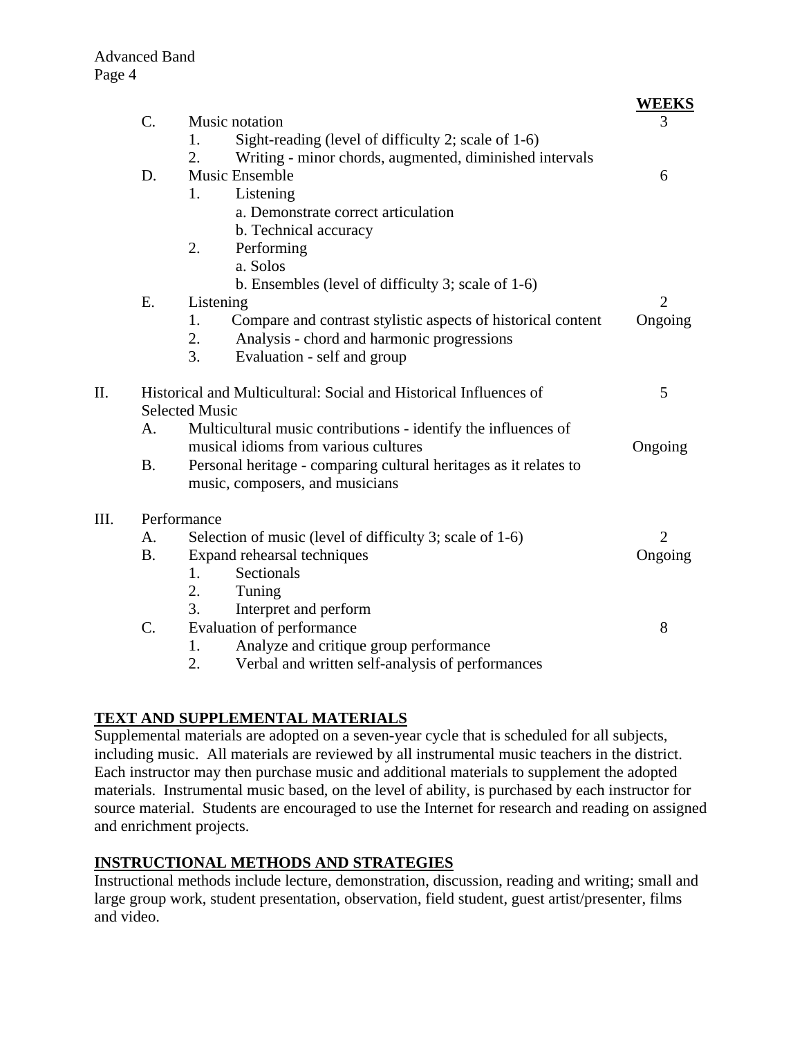| | | WEEKS |
|---|---|---|
| C. | Music notation | 3 |
| | 1. Sight-reading (level of difficulty 2; scale of 1-6) | |
| | 2. Writing - minor chords, augmented, diminished intervals | |
| D. | Music Ensemble | 6 |
| | 1. Listening | |
| | a. Demonstrate correct articulation | |
| | b. Technical accuracy | |
| | 2. Performing | |
| | a. Solos | |
| | b. Ensembles (level of difficulty 3; scale of 1-6) | |
| E. | Listening | 2 |
| | 1. Compare and contrast stylistic aspects of historical content | Ongoing |
| | 2. Analysis - chord and harmonic progressions | |
| | 3. Evaluation - self and group | |
| II. | Historical and Multicultural: Social and Historical Influences of Selected Music | 5 |
| A. | Multicultural music contributions - identify the influences of musical idioms from various cultures | Ongoing |
| B. | Personal heritage - comparing cultural heritages as it relates to music, composers, and musicians | |
| III. | Performance | |
| A. | Selection of music (level of difficulty 3; scale of 1-6) | 2 |
| B. | Expand rehearsal techniques | Ongoing |
| | 1. Sectionals | |
| | 2. Tuning | |
| | 3. Interpret and perform | |
| C. | Evaluation of performance | 8 |
| | 1. Analyze and critique group performance | |
| | 2. Verbal and written self-analysis of performances | |

## TEXT AND SUPPLEMENTAL MATERIALS

Supplemental materials are adopted on a seven-year cycle that is scheduled for all subjects, including music. All materials are reviewed by all instrumental music teachers in the district. Each instructor may then purchase music and additional materials to supplement the adopted materials. Instrumental music based, on the level of ability, is purchased by each instructor for source material. Students are encouraged to use the Internet for research and reading on assigned and enrichment projects.

## INSTRUCTIONAL METHODS AND STRATEGIES

Instructional methods include lecture, demonstration, discussion, reading and writing; small and large group work, student presentation, observation, field student, guest artist/presenter, films and video.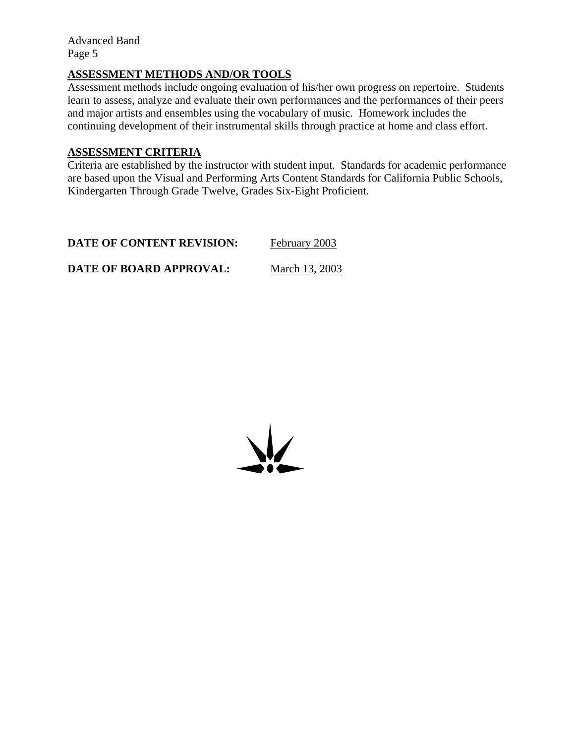## ASSESSMENT METHODS AND/OR TOOLS

Assessment methods include ongoing evaluation of his/her own progress on repertoire. Students learn to assess, analyze and evaluate their own performances and the performances of their peers and major artists and ensembles using the vocabulary of music. Homework includes the continuing development of their instrumental skills through practice at home and class effort.

## ASSESSMENT CRITERIA

Criteria are established by the instructor with student input. Standards for academic performance are based upon the Visual and Performing Arts Content Standards for California Public Schools, Kindergarten Through Grade Twelve, Grades Six-Eight Proficient.

**DATE OF CONTENT REVISION:** February 2003

**DATE OF BOARD APPROVAL:** March 13, 2003